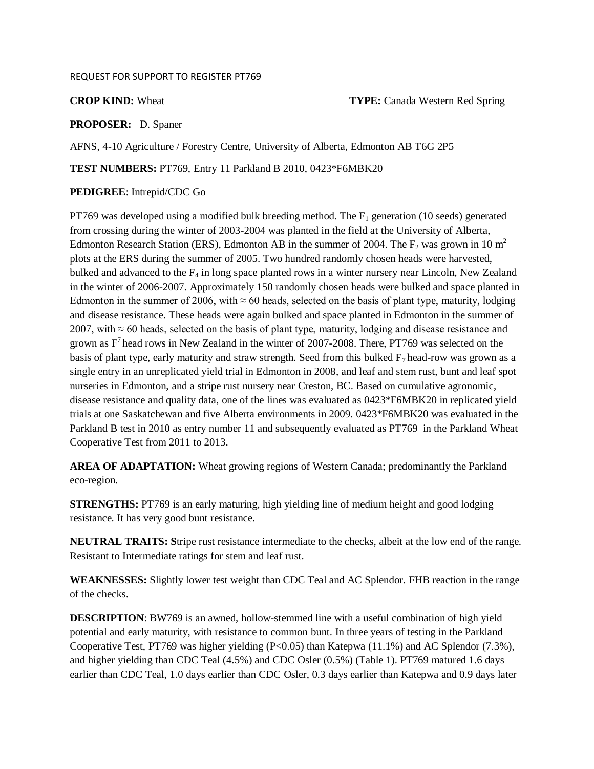REQUEST FOR SUPPORT TO REGISTER PT769

**CROP KIND:** Wheat **TYPE:** Canada Western Red Spring

**PROPOSER:** D. Spaner

AFNS, 4-10 Agriculture / Forestry Centre, University of Alberta, Edmonton AB T6G 2P5

**TEST NUMBERS:** PT769, Entry 11 Parkland B 2010, 0423*F6MBK20

**PEDIGREE**: Intrepid/CDC Go

PT769 was developed using a modified bulk breeding method. The $F_1$ generation (10 seeds) generated from crossing during the winter of 2003-2004 was planted in the field at the University of Alberta, Edmonton Research Station (ERS), Edmonton AB in the summer of 2004. The $F_2$ was grown in 10 $m^2$ plots at the ERS during the summer of 2005. Two hundred randomly chosen heads were harvested, bulked and advanced to the $F_4$ in long space planted rows in a winter nursery near Lincoln, New Zealand in the winter of 2006-2007. Approximately 150 randomly chosen heads were bulked and space planted in Edmonton in the summer of 2006, with ≈ 60 heads, selected on the basis of plant type, maturity, lodging and disease resistance. These heads were again bulked and space planted in Edmonton in the summer of 2007, with ≈ 60 heads, selected on the basis of plant type, maturity, lodging and disease resistance and grown as $F^7$ head rows in New Zealand in the winter of 2007-2008. There, PT769 was selected on the basis of plant type, early maturity and straw strength. Seed from this bulked $F_7$ head-row was grown as a single entry in an unreplicated yield trial in Edmonton in 2008, and leaf and stem rust, bunt and leaf spot nurseries in Edmonton, and a stripe rust nursery near Creston, BC. Based on cumulative agronomic, disease resistance and quality data, one of the lines was evaluated as 0423*F6MBK20 in replicated yield trials at one Saskatchewan and five Alberta environments in 2009. 0423*F6MBK20 was evaluated in the Parkland B test in 2010 as entry number 11 and subsequently evaluated as PT769 in the Parkland Wheat Cooperative Test from 2011 to 2013.

**AREA OF ADAPTATION:** Wheat growing regions of Western Canada; predominantly the Parkland eco-region.

**STRENGTHS:** PT769 is an early maturing, high yielding line of medium height and good lodging resistance. It has very good bunt resistance.

**NEUTRAL TRAITS: S**tripe rust resistance intermediate to the checks, albeit at the low end of the range. Resistant to Intermediate ratings for stem and leaf rust.

**WEAKNESSES:** Slightly lower test weight than CDC Teal and AC Splendor. FHB reaction in the range of the checks.

**DESCRIPTION**: BW769 is an awned, hollow-stemmed line with a useful combination of high yield potential and early maturity, with resistance to common bunt. In three years of testing in the Parkland Cooperative Test, PT769 was higher yielding ($P<0.05$) than Katepwa (11.1%) and AC Splendor (7.3%), and higher yielding than CDC Teal (4.5%) and CDC Osler (0.5%) (Table 1). PT769 matured 1.6 days earlier than CDC Teal, 1.0 days earlier than CDC Osler, 0.3 days earlier than Katepwa and 0.9 days later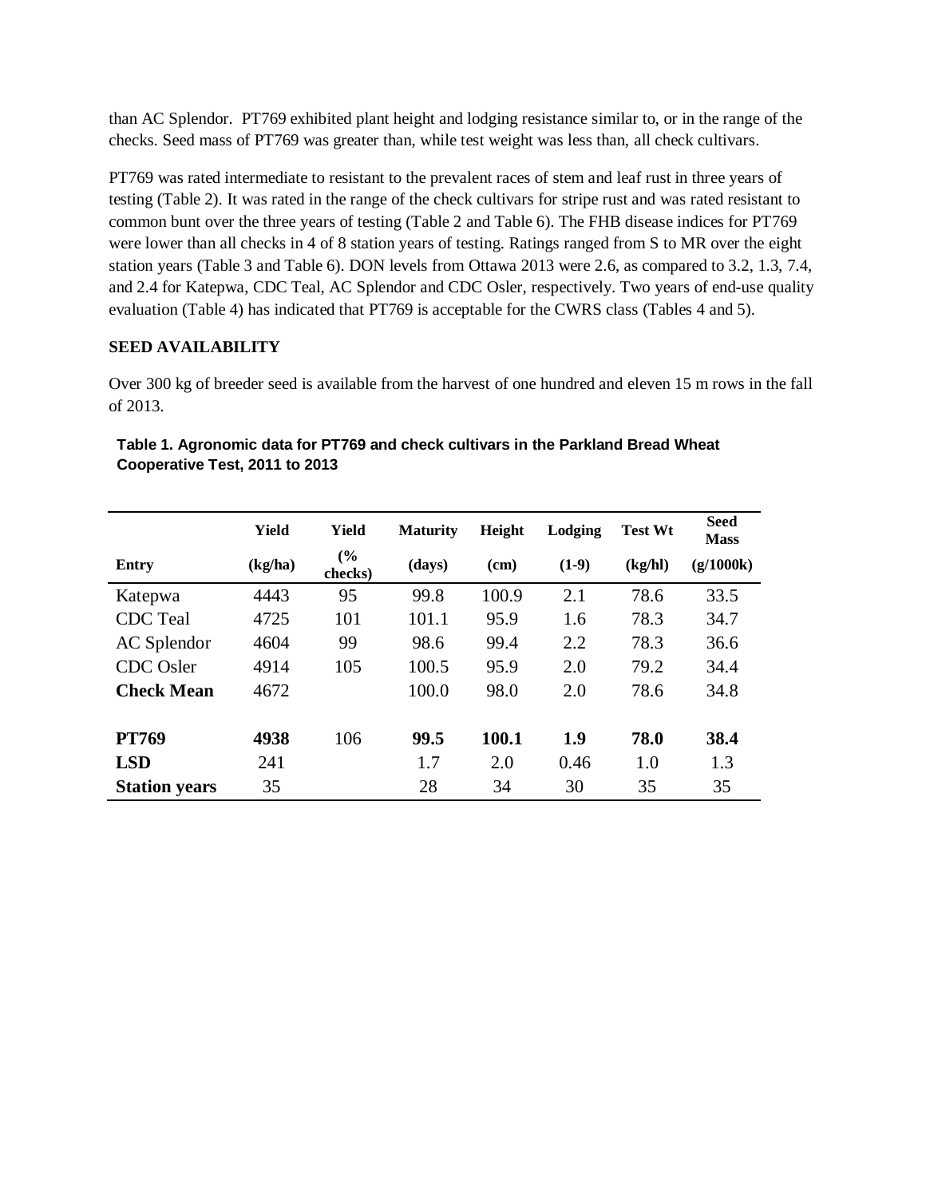than AC Splendor. PT769 exhibited plant height and lodging resistance similar to, or in the range of the checks. Seed mass of PT769 was greater than, while test weight was less than, all check cultivars.

PT769 was rated intermediate to resistant to the prevalent races of stem and leaf rust in three years of testing (Table 2). It was rated in the range of the check cultivars for stripe rust and was rated resistant to common bunt over the three years of testing (Table 2 and Table 6). The FHB disease indices for PT769 were lower than all checks in 4 of 8 station years of testing. Ratings ranged from S to MR over the eight station years (Table 3 and Table 6). DON levels from Ottawa 2013 were 2.6, as compared to 3.2, 1.3, 7.4, and 2.4 for Katepwa, CDC Teal, AC Splendor and CDC Osler, respectively. Two years of end-use quality evaluation (Table 4) has indicated that PT769 is acceptable for the CWRS class (Tables 4 and 5).

**SEED AVAILABILITY**

Over 300 kg of breeder seed is available from the harvest of one hundred and eleven 15 m rows in the fall of 2013.

**Table 1. Agronomic data for PT769 and check cultivars in the Parkland Bread Wheat Cooperative Test, 2011 to 2013**

| | Yield | Yield | Maturity | Height | Lodging | Test Wt | Seed Mass |
|---|---|---|---|---|---|---|---|
| **Entry** | **(kg/ha)** | **(% checks)** | **(days)** | **(cm)** | **(1-9)** | **(kg/hl)** | **(g/1000k)** |
| Katepwa | 4443 | 95 | 99.8 | 100.9 | 2.1 | 78.6 | 33.5 |
| CDC Teal | 4725 | 101 | 101.1 | 95.9 | 1.6 | 78.3 | 34.7 |
| AC Splendor | 4604 | 99 | 98.6 | 99.4 | 2.2 | 78.3 | 36.6 |
| CDC Osler | 4914 | 105 | 100.5 | 95.9 | 2.0 | 79.2 | 34.4 |
| **Check Mean** | 4672 | | 100.0 | 98.0 | 2.0 | 78.6 | 34.8 |
| | | | | | | | |
| **PT769** | **4938** | 106 | **99.5** | **100.1** | **1.9** | **78.0** | **38.4** |
| **LSD** | 241 | | 1.7 | 2.0 | 0.46 | 1.0 | 1.3 |
| **Station years** | 35 | | 28 | 34 | 30 | 35 | 35 |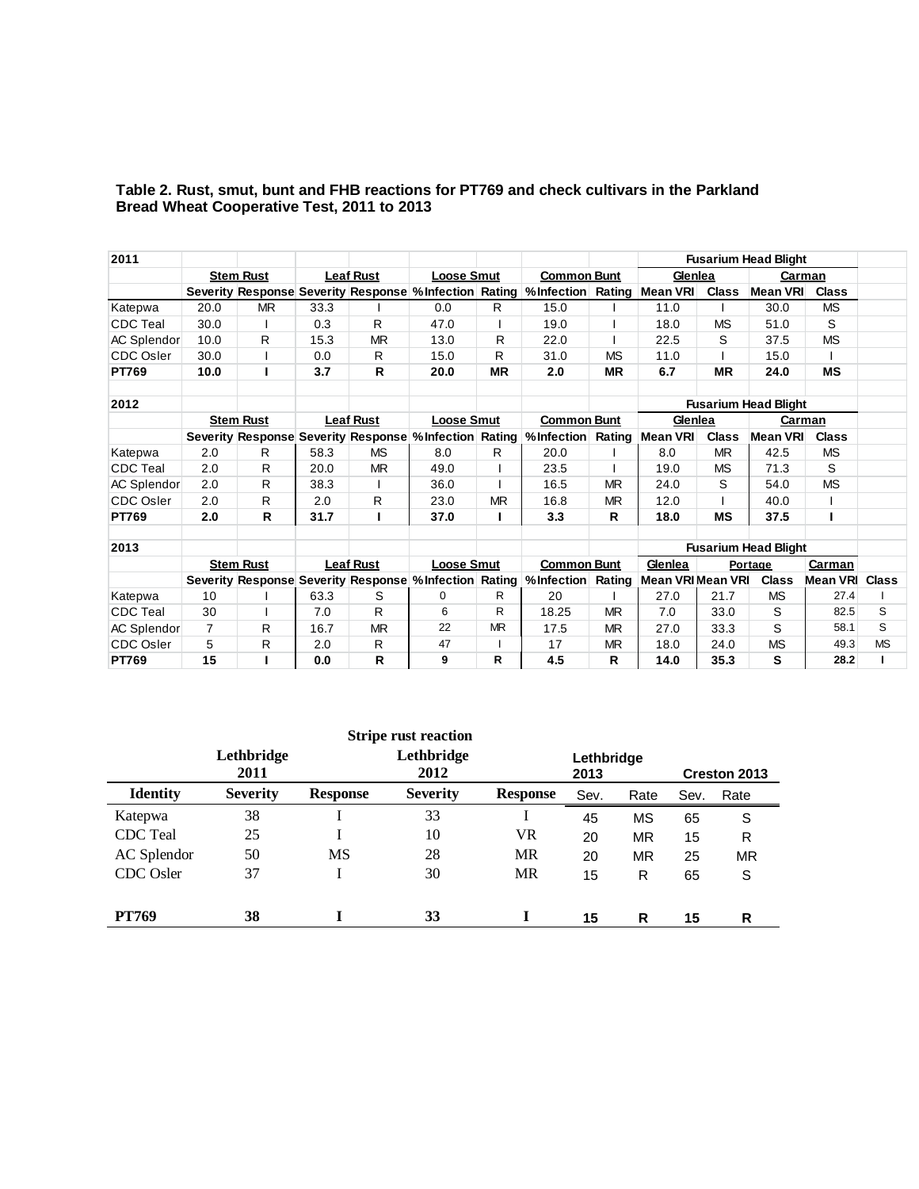**Table 2. Rust, smut, bunt and FHB reactions for PT769 and check cultivars in the Parkland Bread Wheat Cooperative Test, 2011 to 2013**

| 2011 | | | | | | | | | Fusarium Head Blight | | | |
|---|---|---|---|---|---|---|---|---|---|---|---|---|
| | Stem Rust | | Leaf Rust | | Loose Smut | | Common Bunt | | Glenlea | | Carman | |
| | Severity | Response | Severity | Response | %Infection | Rating | %Infection | Rating | Mean VRI | Class | Mean VRI | Class |
| Katepwa | 20.0 | MR | 33.3 | I | 0.0 | R | 15.0 | I | 11.0 | I | 30.0 | MS |
| CDC Teal | 30.0 | I | 0.3 | R | 47.0 | I | 19.0 | I | 18.0 | MS | 51.0 | S |
| AC Splendor | 10.0 | R | 15.3 | MR | 13.0 | R | 22.0 | I | 22.5 | S | 37.5 | MS |
| CDC Osler | 30.0 | I | 0.0 | R | 15.0 | R | 31.0 | MS | 11.0 | I | 15.0 | I |
| **PT769** | **10.0** | **I** | **3.7** | **R** | **20.0** | **MR** | **2.0** | **MR** | **6.7** | **MR** | **24.0** | **MS** |

| 2012 | | | | | | | | | Fusarium Head Blight | | | |
|---|---|---|---|---|---|---|---|---|---|---|---|---|
| | Stem Rust | | Leaf Rust | | Loose Smut | | Common Bunt | | Glenlea | | Carman | |
| | Severity | Response | Severity | Response | %Infection | Rating | %Infection | Rating | Mean VRI | Class | Mean VRI | Class |
| Katepwa | 2.0 | R | 58.3 | MS | 8.0 | R | 20.0 | I | 8.0 | MR | 42.5 | MS |
| CDC Teal | 2.0 | R | 20.0 | MR | 49.0 | I | 23.5 | I | 19.0 | MS | 71.3 | S |
| AC Splendor | 2.0 | R | 38.3 | I | 36.0 | I | 16.5 | MR | 24.0 | S | 54.0 | MS |
| CDC Osler | 2.0 | R | 2.0 | R | 23.0 | MR | 16.8 | MR | 12.0 | I | 40.0 | I |
| **PT769** | **2.0** | **R** | **31.7** | **I** | **37.0** | **I** | **3.3** | **R** | **18.0** | **MS** | **37.5** | **I** |

| 2013 | | | | | | | | | Fusarium Head Blight | | | | |
|---|---|---|---|---|---|---|---|---|---|---|---|---|---|
| | Stem Rust | | Leaf Rust | | Loose Smut | | Common Bunt | | Glenlea | Portage | | Carman | |
| | Severity | Response | Severity | Response | %Infection | Rating | %Infection | Rating | Mean VRI | Mean VRI | Class | Mean VRI | Class |
| Katepwa | 10 | I | 63.3 | S | 0 | R | 20 | I | 27.0 | 21.7 | MS | 27.4 | I |
| CDC Teal | 30 | I | 7.0 | R | 6 | R | 18.25 | MR | 7.0 | 33.0 | S | 82.5 | S |
| AC Splendor | 7 | R | 16.7 | MR | 22 | MR | 17.5 | MR | 27.0 | 33.3 | S | 58.1 | S |
| CDC Osler | 5 | R | 2.0 | R | 47 | I | 17 | MR | 18.0 | 24.0 | MS | 49.3 | MS |
| **PT769** | **15** | **I** | **0.0** | **R** | **9** | **R** | **4.5** | **R** | **14.0** | **35.3** | **S** | **28.2** | **I** |

**Stripe rust reaction**

| | Lethbridge 2011 | | Lethbridge 2012 | | Lethbridge 2013 | | Creston 2013 | |
|---|---|---|---|---|---|---|---|---|
| **Identity** | **Severity** | **Response** | **Severity** | **Response** | Sev. | Rate | Sev. | Rate |
| Katepwa | 38 | I | 33 | I | 45 | MS | 65 | S |
| CDC Teal | 25 | I | 10 | VR | 20 | MR | 15 | R |
| AC Splendor | 50 | MS | 28 | MR | 20 | MR | 25 | MR |
| CDC Osler | 37 | I | 30 | MR | 15 | R | 65 | S |
| **PT769** | **38** | **I** | **33** | **I** | **15** | **R** | **15** | **R** |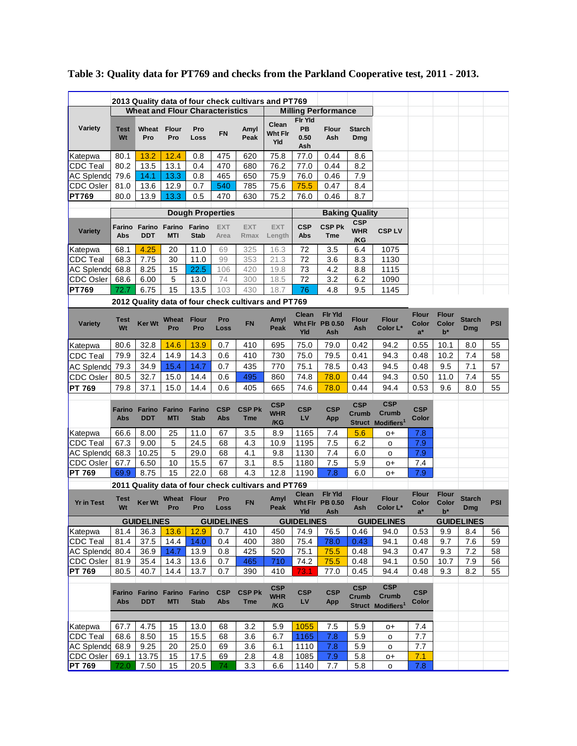**Table 3: Quality data for PT769 and checks from the Parkland Cooperative test, 2011 - 2013.**

**2013 Quality data of four check cultivars and PT769**

| | Wheat and Flour Characteristics | | | | | | Milling Performance | | | |
|---|---|---|---|---|---|---|---|---|---|---|
| Variety | Test Wt | Wheat Pro | Flour Pro | Pro Loss | FN | Amyl Peak | Clean Wht Flr Yld | Flr Yld PB 0.50 Ash | Flour Ash | Starch Dmg |
| Katepwa | 80.1 | 13.2 | 12.4 | 0.8 | 475 | 620 | 75.8 | 77.0 | 0.44 | 8.6 |
| CDC Teal | 80.2 | 13.5 | 13.1 | 0.4 | 470 | 680 | 76.2 | 77.0 | 0.44 | 8.2 |
| AC Splendor | 79.6 | 14.1 | 13.3 | 0.8 | 465 | 650 | 75.9 | 76.0 | 0.46 | 7.9 |
| CDC Osler | 81.0 | 13.6 | 12.9 | 0.7 | 540 | 785 | 75.6 | 75.5 | 0.47 | 8.4 |
| **PT769** | 80.0 | 13.9 | 13.3 | 0.5 | 470 | 630 | 75.2 | 76.0 | 0.46 | 8.7 |

| | Dough Properties | | | | | | | Baking Quality | | | |
|---|---|---|---|---|---|---|---|---|---|---|---|
| Variety | Farino Abs | Farino DDT | Farino MTI | Farino Stab | EXT Area | EXT Rmax | EXT Length | CSP Abs | CSP Pk Tme | CSP WHR /KG | CSP LV |
| Katepwa | 68.1 | 4.25 | 20 | 11.0 | 69 | 325 | 16.3 | 72 | 3.5 | 6.4 | 1075 |
| CDC Teal | 68.3 | 7.75 | 30 | 11.0 | 99 | 353 | 21.3 | 72 | 3.6 | 8.3 | 1130 |
| AC Splendor | 68.8 | 8.25 | 15 | 22.5 | 106 | 420 | 19.8 | 73 | 4.2 | 8.8 | 1115 |
| CDC Osler | 68.6 | 6.00 | 5 | 13.0 | 74 | 300 | 18.5 | 72 | 3.2 | 6.2 | 1090 |
| **PT769** | 72.7 | 6.75 | 15 | 13.5 | 103 | 430 | 18.7 | 76 | 4.8 | 9.5 | 1145 |

**2012 Quality data of four check cultivars and PT769**

| Variety | Test Wt | Ker Wt | Wheat Pro | Flour Pro | Pro Loss | FN | Amyl Peak | Clean Wht Flr Yld | Flr Yld PB 0.50 Ash | Flour Ash | Flour Color L* | Flour Color a* | Flour Color b* | Starch Dmg | PSI |
|---|---|---|---|---|---|---|---|---|---|---|---|---|---|---|---|
| Katepwa | 80.6 | 32.8 | 14.6 | 13.9 | 0.7 | 410 | 695 | 75.0 | 79.0 | 0.42 | 94.2 | 0.55 | 10.1 | 8.0 | 55 |
| CDC Teal | 79.9 | 32.4 | 14.9 | 14.3 | 0.6 | 410 | 730 | 75.0 | 79.5 | 0.41 | 94.3 | 0.48 | 10.2 | 7.4 | 58 |
| AC Splendor | 79.3 | 34.9 | 15.4 | 14.7 | 0.7 | 435 | 770 | 75.1 | 78.5 | 0.43 | 94.5 | 0.48 | 9.5 | 7.1 | 57 |
| CDC Osler | 80.5 | 32.7 | 15.0 | 14.4 | 0.6 | 495 | 860 | 74.8 | 78.0 | 0.44 | 94.3 | 0.50 | 11.0 | 7.4 | 55 |
| **PT 769** | 79.8 | 37.1 | 15.0 | 14.4 | 0.6 | 405 | 665 | 74.6 | 78.0 | 0.44 | 94.4 | 0.53 | 9.6 | 8.0 | 55 |

| | Farino Abs | Farino DDT | Farino MTI | Farino Stab | CSP Abs | CSP Pk Tme | CSP WHR /KG | CSP LV | CSP App | CSP Crumb Struct | CSP Crumb Modifiers[1] | CSP Color |
|---|---|---|---|---|---|---|---|---|---|---|---|---|
| Katepwa | 66.6 | 8.00 | 25 | 11.0 | 67 | 3.5 | 8.9 | 1165 | 7.4 | 5.6 | o+ | 7.8 |
| CDC Teal | 67.3 | 9.00 | 5 | 24.5 | 68 | 4.3 | 10.9 | 1195 | 7.5 | 6.2 | o | 7.9 |
| AC Splendor | 68.3 | 10.25 | 5 | 29.0 | 68 | 4.1 | 9.8 | 1130 | 7.4 | 6.0 | o | 7.9 |
| CDC Osler | 67.7 | 6.50 | 10 | 15.5 | 67 | 3.1 | 8.5 | 1180 | 7.5 | 5.9 | o+ | 7.4 |
| **PT 769** | 69.9 | 8.75 | 15 | 22.0 | 68 | 4.3 | 12.8 | 1190 | 7.8 | 6.0 | o+ | 7.9 |

**2011 Quality data of four check cultivars and PT769**

| Yr in Test | Test Wt | Ker Wt | Wheat Pro | Flour Pro | Pro Loss | FN | Amyl Peak | Clean Wht Flr Yld | Flr Yld PB 0.50 Ash | Flour Ash | Flour Color L* | Flour Color a* | Flour Color b* | Starch Dmg | PSI |
|---|---|---|---|---|---|---|---|---|---|---|---|---|---|---|---|
| | GUIDELINES | | | GUIDELINES | | | GUIDELINES | | | GUIDELINES | | | GUIDELINES | | |
| Katepwa | 81.4 | 36.3 | 13.6 | 12.9 | 0.7 | 410 | 450 | 74.9 | 76.5 | 0.46 | 94.0 | 0.53 | 9.9 | 8.4 | 56 |
| CDC Teal | 81.4 | 37.5 | 14.4 | 14.0 | 0.4 | 400 | 380 | 75.4 | 78.0 | 0.43 | 94.1 | 0.48 | 9.7 | 7.6 | 59 |
| AC Splendor | 80.4 | 36.9 | 14.7 | 13.9 | 0.8 | 425 | 520 | 75.1 | 75.5 | 0.48 | 94.3 | 0.47 | 9.3 | 7.2 | 58 |
| CDC Osler | 81.9 | 35.4 | 14.3 | 13.6 | 0.7 | 465 | 710 | 74.2 | 75.5 | 0.48 | 94.1 | 0.50 | 10.7 | 7.9 | 56 |
| **PT 769** | 80.5 | 40.7 | 14.4 | 13.7 | 0.7 | 390 | 410 | 73.1 | 77.0 | 0.45 | 94.4 | 0.48 | 9.3 | 8.2 | 55 |

| | Farino Abs | Farino DDT | Farino MTI | Farino Stab | CSP Abs | CSP Pk Tme | CSP WHR /KG | CSP LV | CSP App | CSP Crumb Struct | CSP Crumb Modifiers[1] | CSP Color |
|---|---|---|---|---|---|---|---|---|---|---|---|---|
| Katepwa | 67.7 | 4.75 | 15 | 13.0 | 68 | 3.2 | 5.9 | 1055 | 7.5 | 5.9 | o+ | 7.4 |
| CDC Teal | 68.6 | 8.50 | 15 | 15.5 | 68 | 3.6 | 6.7 | 1165 | 7.8 | 5.9 | o | 7.7 |
| AC Splendor | 68.9 | 9.25 | 20 | 25.0 | 69 | 3.6 | 6.1 | 1110 | 7.8 | 5.9 | o | 7.7 |
| CDC Osler | 69.1 | 13.75 | 15 | 17.5 | 69 | 2.8 | 4.8 | 1085 | 7.9 | 5.8 | o+ | 7.1 |
| **PT 769** | 72.0 | 7.50 | 15 | 20.5 | 74 | 3.3 | 6.6 | 1140 | 7.7 | 5.8 | o | 7.8 |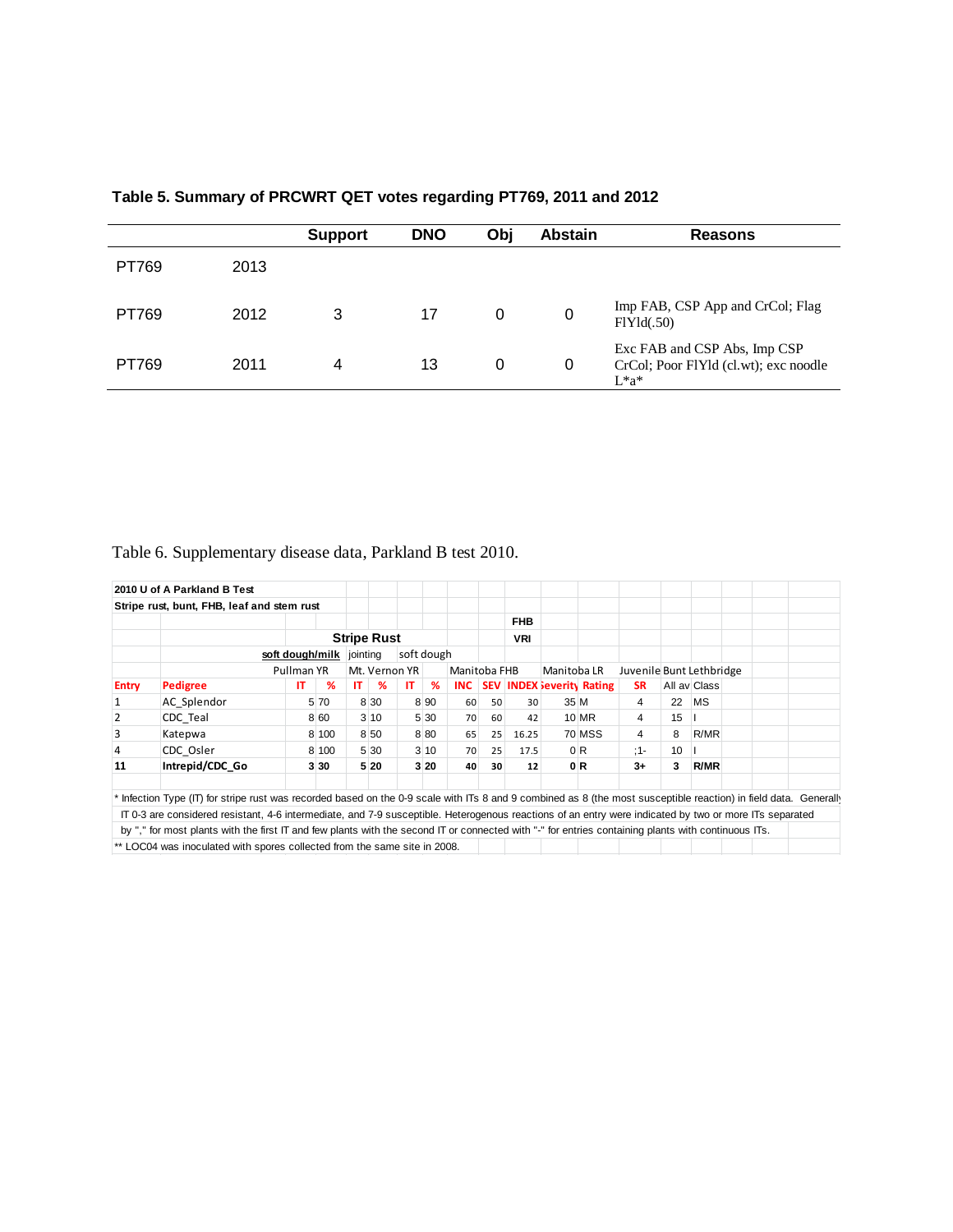**Table 5. Summary of PRCWRT QET votes regarding PT769, 2011 and 2012**

| | | Support | DNO | Obj | Abstain | Reasons |
|---|---|---|---|---|---|---|
| PT769 | 2013 | | | | | |
| PT769 | 2012 | 3 | 17 | 0 | 0 | Imp FAB, CSP App and CrCol; Flag FlYld(.50) |
| PT769 | 2011 | 4 | 13 | 0 | 0 | Exc FAB and CSP Abs, Imp CSP CrCol; Poor FlYld (cl.wt); exc noodle L*a* |

Table 6. Supplementary disease data, Parkland B test 2010.

**2010 U of A Parkland B Test**

**Stripe rust, bunt, FHB, leaf and stem rust**

| | | Stripe Rust | | | | | | | | FHB VRI | | | | | |
|---|---|---|---|---|---|---|---|---|---|---|---|---|---|---|---|
| | | soft dough/milk | | jointing | | soft dough | | | | | | | | | |
| | | Pullman YR | | Mt. Vernon YR | | | | Manitoba FHB | | | Manitoba LR | | Juvenile | Bunt Lethbridge | |
| **Entry** | **Pedigree** | **IT** | **%** | **IT** | **%** | **IT** | **%** | **INC** | **SEV** | **INDEX** | **Severity** | **Rating** | **SR** | All av | Class |
| 1 | AC_Splendor | 5 | 70 | 8 | 30 | 8 | 90 | 60 | 50 | 30 | 35 | M | 4 | 22 | MS |
| 2 | CDC_Teal | 8 | 60 | 3 | 10 | 5 | 30 | 70 | 60 | 42 | 10 | MR | 4 | 15 | I |
| 3 | Katepwa | 8 | 100 | 8 | 50 | 8 | 80 | 65 | 25 | 16.25 | 70 | MSS | 4 | 8 | R/MR |
| 4 | CDC_Osler | 8 | 100 | 5 | 30 | 3 | 10 | 70 | 25 | 17.5 | 0 | R | ;1- | 10 | I |
| **11** | **Intrepid/CDC_Go** | **3** | **30** | **5** | **20** | **3** | **20** | **40** | **30** | **12** | **0** | **R** | **3+** | **3** | **R/MR** |

* Infection Type (IT) for stripe rust was recorded based on the 0-9 scale with ITs 8 and 9 combined as 8 (the most susceptible reaction) in field data. Generally IT 0-3 are considered resistant, 4-6 intermediate, and 7-9 susceptible. Heterogenous reactions of an entry were indicated by two or more ITs separated by "," for most plants with the first IT and few plants with the second IT or connected with "-" for entries containing plants with continuous ITs.

** LOC04 was inoculated with spores collected from the same site in 2008.